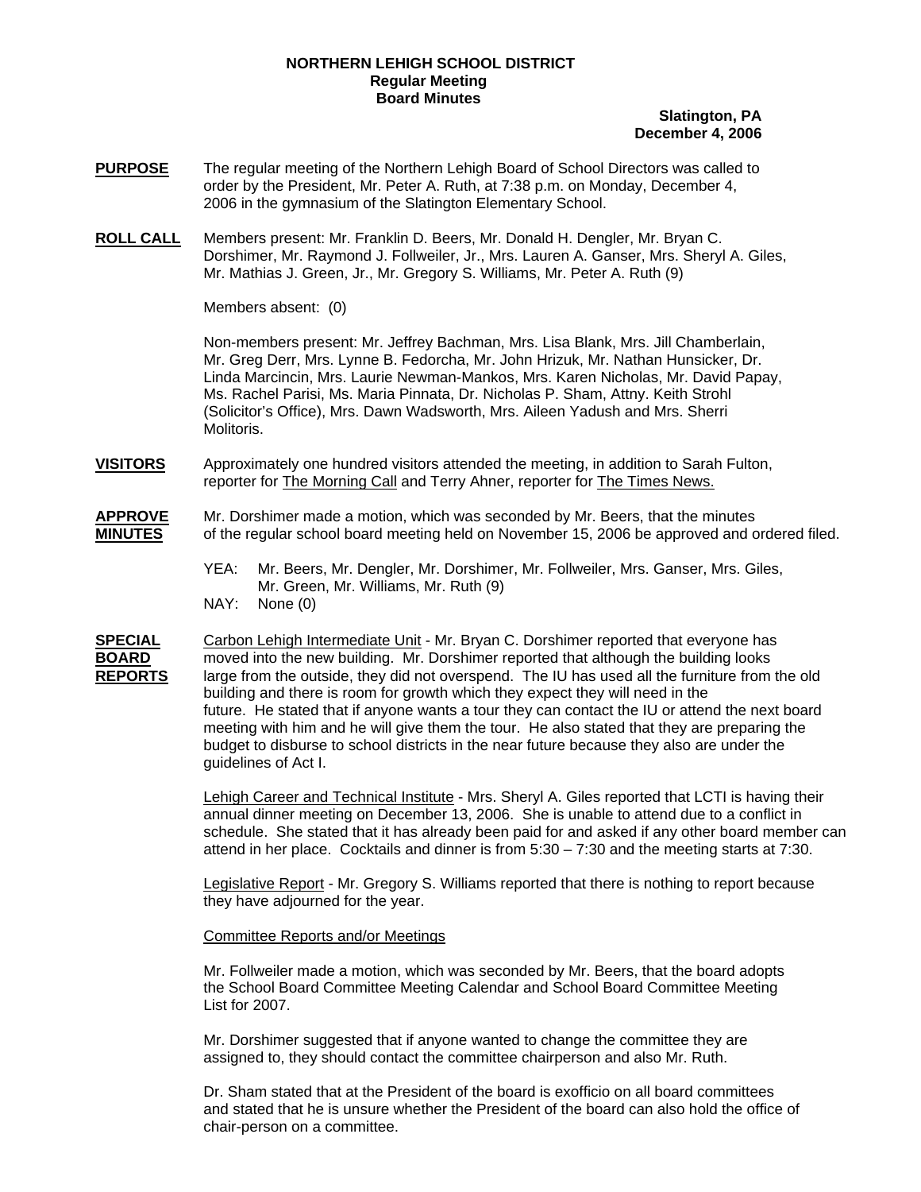**NORTHERN LEHIGH SCHOOL DISTRICT**
**Regular Meeting**
**Board Minutes**

**Slatington, PA**
**December 4, 2006**

**PURPOSE** The regular meeting of the Northern Lehigh Board of School Directors was called to order by the President, Mr. Peter A. Ruth, at 7:38 p.m. on Monday, December 4, 2006 in the gymnasium of the Slatington Elementary School.

**ROLL CALL** Members present: Mr. Franklin D. Beers, Mr. Donald H. Dengler, Mr. Bryan C. Dorshimer, Mr. Raymond J. Follweiler, Jr., Mrs. Lauren A. Ganser, Mrs. Sheryl A. Giles, Mr. Mathias J. Green, Jr., Mr. Gregory S. Williams, Mr. Peter A. Ruth (9)

Members absent: (0)

Non-members present: Mr. Jeffrey Bachman, Mrs. Lisa Blank, Mrs. Jill Chamberlain, Mr. Greg Derr, Mrs. Lynne B. Fedorcha, Mr. John Hrizuk, Mr. Nathan Hunsicker, Dr. Linda Marcincin, Mrs. Laurie Newman-Mankos, Mrs. Karen Nicholas, Mr. David Papay, Ms. Rachel Parisi, Ms. Maria Pinnata, Dr. Nicholas P. Sham, Attny. Keith Strohl (Solicitor's Office), Mrs. Dawn Wadsworth, Mrs. Aileen Yadush and Mrs. Sherri Molitoris.

**VISITORS** Approximately one hundred visitors attended the meeting, in addition to Sarah Fulton, reporter for The Morning Call and Terry Ahner, reporter for The Times News.

**APPROVE MINUTES** Mr. Dorshimer made a motion, which was seconded by Mr. Beers, that the minutes of the regular school board meeting held on November 15, 2006 be approved and ordered filed.

YEA: Mr. Beers, Mr. Dengler, Mr. Dorshimer, Mr. Follweiler, Mrs. Ganser, Mrs. Giles, Mr. Green, Mr. Williams, Mr. Ruth (9)
NAY: None (0)

**SPECIAL BOARD REPORTS** Carbon Lehigh Intermediate Unit - Mr. Bryan C. Dorshimer reported that everyone has moved into the new building. Mr. Dorshimer reported that although the building looks large from the outside, they did not overspend. The IU has used all the furniture from the old building and there is room for growth which they expect they will need in the future. He stated that if anyone wants a tour they can contact the IU or attend the next board meeting with him and he will give them the tour. He also stated that they are preparing the budget to disburse to school districts in the near future because they also are under the guidelines of Act I.

Lehigh Career and Technical Institute - Mrs. Sheryl A. Giles reported that LCTI is having their annual dinner meeting on December 13, 2006. She is unable to attend due to a conflict in schedule. She stated that it has already been paid for and asked if any other board member can attend in her place. Cocktails and dinner is from 5:30 – 7:30 and the meeting starts at 7:30.

Legislative Report - Mr. Gregory S. Williams reported that there is nothing to report because they have adjourned for the year.

Committee Reports and/or Meetings

Mr. Follweiler made a motion, which was seconded by Mr. Beers, that the board adopts the School Board Committee Meeting Calendar and School Board Committee Meeting List for 2007.

Mr. Dorshimer suggested that if anyone wanted to change the committee they are assigned to, they should contact the committee chairperson and also Mr. Ruth.

Dr. Sham stated that at the President of the board is exofficio on all board committees and stated that he is unsure whether the President of the board can also hold the office of chair-person on a committee.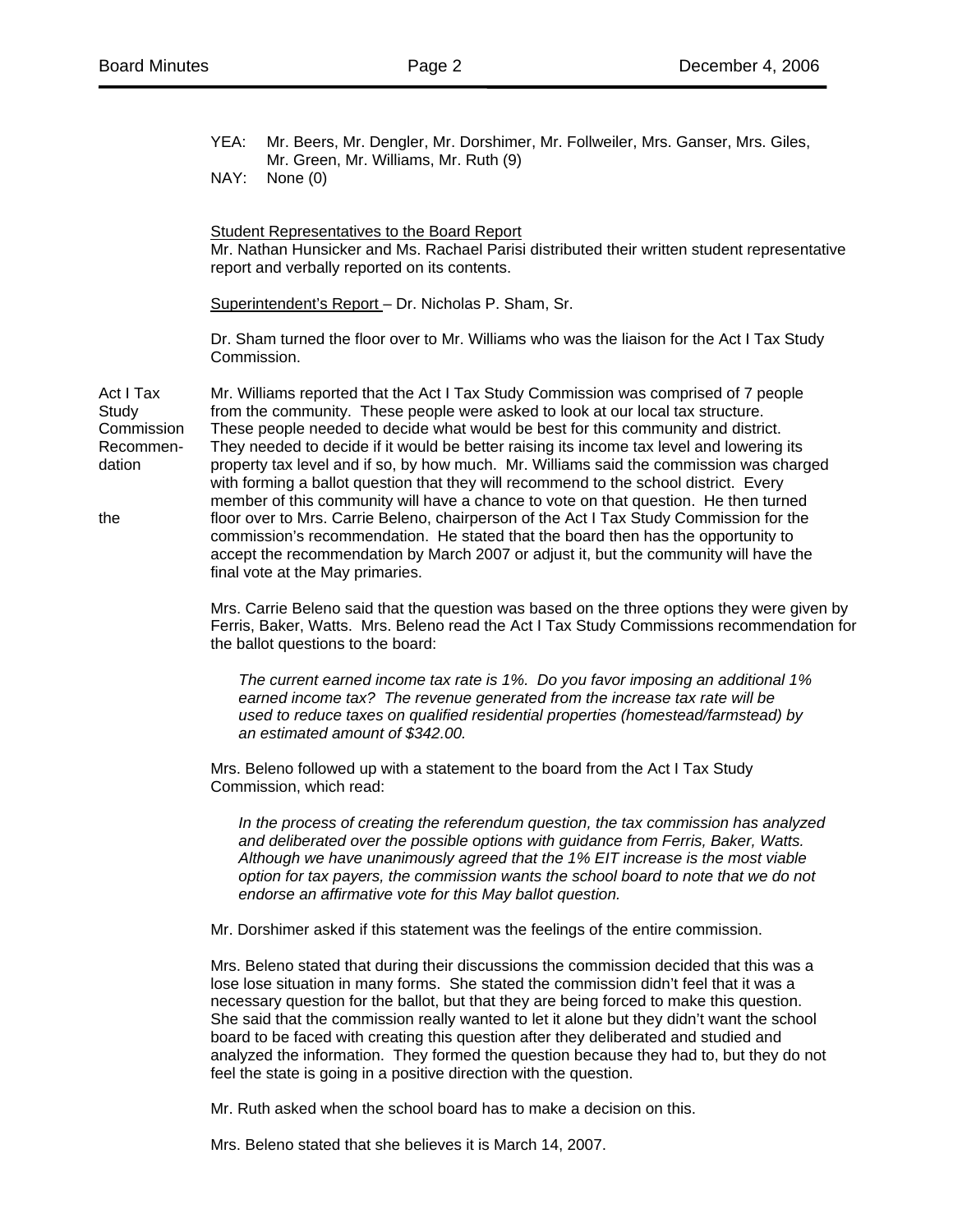YEA: Mr. Beers, Mr. Dengler, Mr. Dorshimer, Mr. Follweiler, Mrs. Ganser, Mrs. Giles, Mr. Green, Mr. Williams, Mr. Ruth (9)
NAY: None (0)

Student Representatives to the Board Report
Mr. Nathan Hunsicker and Ms. Rachael Parisi distributed their written student representative report and verbally reported on its contents.

Superintendent's Report – Dr. Nicholas P. Sham, Sr.

Dr. Sham turned the floor over to Mr. Williams who was the liaison for the Act I Tax Study Commission.

Act I Tax Study Commission Recommendation the

Mr. Williams reported that the Act I Tax Study Commission was comprised of 7 people from the community. These people were asked to look at our local tax structure. These people needed to decide what would be best for this community and district. They needed to decide if it would be better raising its income tax level and lowering its property tax level and if so, by how much. Mr. Williams said the commission was charged with forming a ballot question that they will recommend to the school district. Every member of this community will have a chance to vote on that question. He then turned floor over to Mrs. Carrie Beleno, chairperson of the Act I Tax Study Commission for the commission's recommendation. He stated that the board then has the opportunity to accept the recommendation by March 2007 or adjust it, but the community will have the final vote at the May primaries.

Mrs. Carrie Beleno said that the question was based on the three options they were given by Ferris, Baker, Watts. Mrs. Beleno read the Act I Tax Study Commissions recommendation for the ballot questions to the board:

> *The current earned income tax rate is 1%. Do you favor imposing an additional 1% earned income tax? The revenue generated from the increase tax rate will be used to reduce taxes on qualified residential properties (homestead/farmstead) by an estimated amount of $342.00.*

Mrs. Beleno followed up with a statement to the board from the Act I Tax Study Commission, which read:

> *In the process of creating the referendum question, the tax commission has analyzed and deliberated over the possible options with guidance from Ferris, Baker, Watts. Although we have unanimously agreed that the 1% EIT increase is the most viable option for tax payers, the commission wants the school board to note that we do not endorse an affirmative vote for this May ballot question.*

Mr. Dorshimer asked if this statement was the feelings of the entire commission.

Mrs. Beleno stated that during their discussions the commission decided that this was a lose lose situation in many forms. She stated the commission didn't feel that it was a necessary question for the ballot, but that they are being forced to make this question. She said that the commission really wanted to let it alone but they didn't want the school board to be faced with creating this question after they deliberated and studied and analyzed the information. They formed the question because they had to, but they do not feel the state is going in a positive direction with the question.

Mr. Ruth asked when the school board has to make a decision on this.

Mrs. Beleno stated that she believes it is March 14, 2007.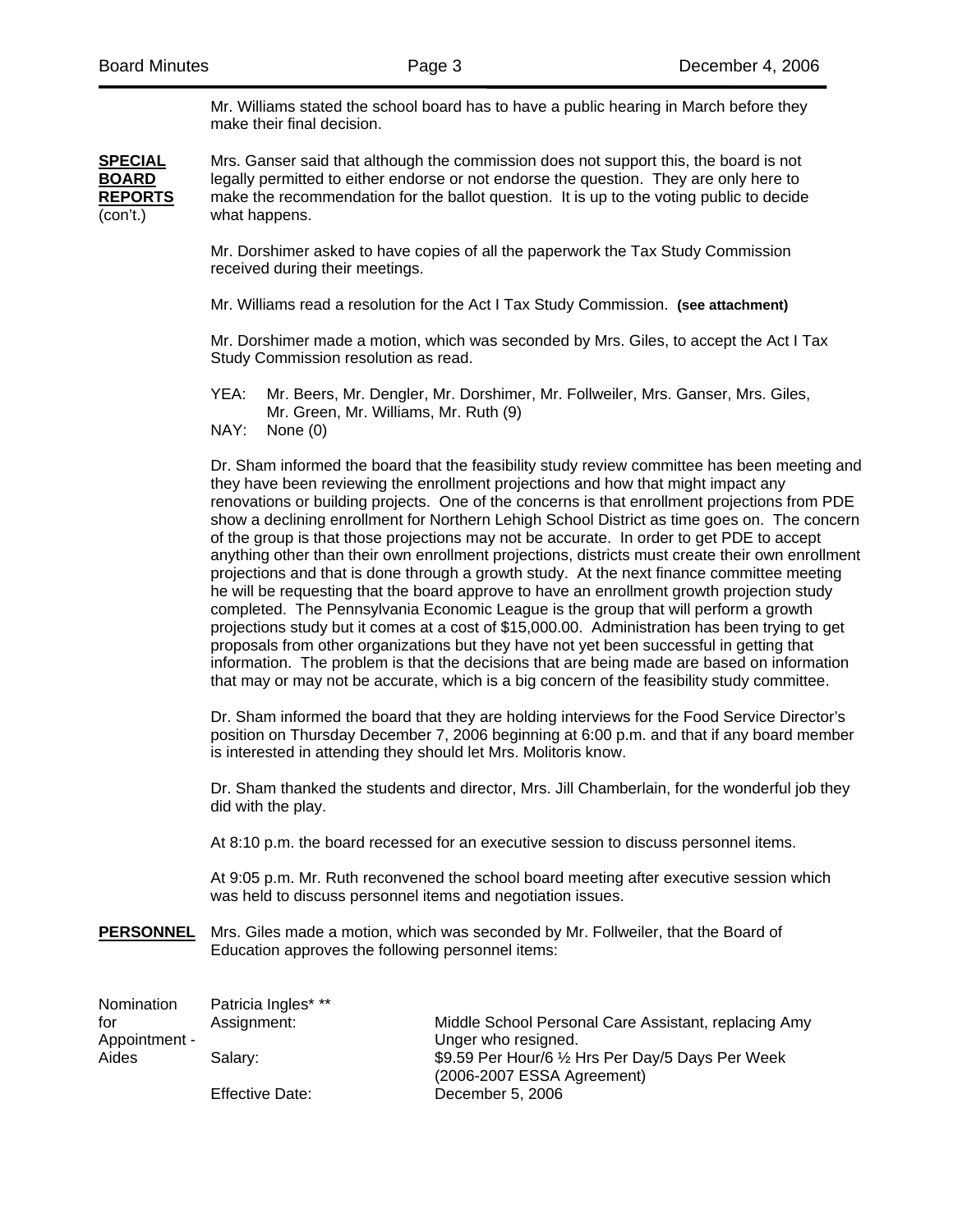Mr. Williams stated the school board has to have a public hearing in March before they make their final decision.

**SPECIAL BOARD REPORTS** (con't.)

Mrs. Ganser said that although the commission does not support this, the board is not legally permitted to either endorse or not endorse the question. They are only here to make the recommendation for the ballot question. It is up to the voting public to decide what happens.

Mr. Dorshimer asked to have copies of all the paperwork the Tax Study Commission received during their meetings.

Mr. Williams read a resolution for the Act I Tax Study Commission. **(see attachment)**

Mr. Dorshimer made a motion, which was seconded by Mrs. Giles, to accept the Act I Tax Study Commission resolution as read.

YEA: Mr. Beers, Mr. Dengler, Mr. Dorshimer, Mr. Follweiler, Mrs. Ganser, Mrs. Giles, Mr. Green, Mr. Williams, Mr. Ruth (9)
NAY: None (0)

Dr. Sham informed the board that the feasibility study review committee has been meeting and they have been reviewing the enrollment projections and how that might impact any renovations or building projects. One of the concerns is that enrollment projections from PDE show a declining enrollment for Northern Lehigh School District as time goes on. The concern of the group is that those projections may not be accurate. In order to get PDE to accept anything other than their own enrollment projections, districts must create their own enrollment projections and that is done through a growth study. At the next finance committee meeting he will be requesting that the board approve to have an enrollment growth projection study completed. The Pennsylvania Economic League is the group that will perform a growth projections study but it comes at a cost of $15,000.00. Administration has been trying to get proposals from other organizations but they have not yet been successful in getting that information. The problem is that the decisions that are being made are based on information that may or may not be accurate, which is a big concern of the feasibility study committee.

Dr. Sham informed the board that they are holding interviews for the Food Service Director's position on Thursday December 7, 2006 beginning at 6:00 p.m. and that if any board member is interested in attending they should let Mrs. Molitoris know.

Dr. Sham thanked the students and director, Mrs. Jill Chamberlain, for the wonderful job they did with the play.

At 8:10 p.m. the board recessed for an executive session to discuss personnel items.

At 9:05 p.m. Mr. Ruth reconvened the school board meeting after executive session which was held to discuss personnel items and negotiation issues.

**PERSONNEL**

Mrs. Giles made a motion, which was seconded by Mr. Follweiler, that the Board of Education approves the following personnel items:

Nomination for Appointment - Aides

Patricia Ingles* **

| | |
|---|---|
| Assignment: | Middle School Personal Care Assistant, replacing Amy Unger who resigned. |
| Salary: | $9.59 Per Hour/6 ½ Hrs Per Day/5 Days Per Week (2006-2007 ESSA Agreement) |
| Effective Date: | December 5, 2006 |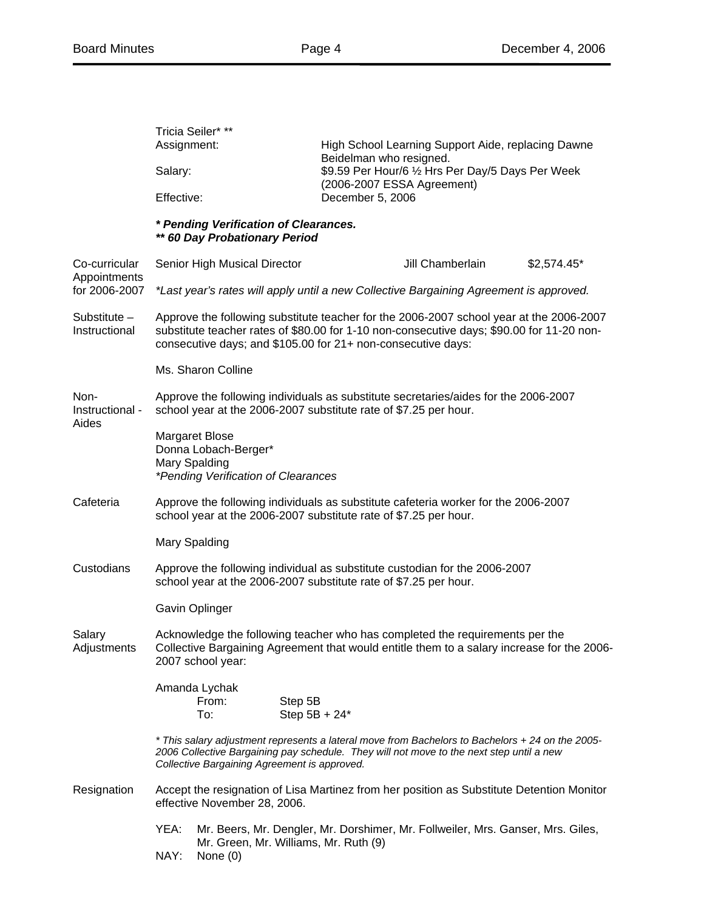Tricia Seiler* **

Assignment: High School Learning Support Aide, replacing Dawne Beidelman who resigned.

Salary: $9.59 Per Hour/6 ½ Hrs Per Day/5 Days Per Week (2006-2007 ESSA Agreement)

Effective: December 5, 2006

***\* Pending Verification of Clearances.***
***\*\* 60 Day Probationary Period***

**Co-curricular Appointments for 2006-2007**

| Senior High Musical Director | Jill Chamberlain | $2,574.45* |
|---|---|---|

*\*Last year's rates will apply until a new Collective Bargaining Agreement is approved.*

**Substitute – Instructional**

Approve the following substitute teacher for the 2006-2007 school year at the 2006-2007 substitute teacher rates of $80.00 for 1-10 non-consecutive days; $90.00 for 11-20 non-consecutive days; and $105.00 for 21+ non-consecutive days:

Ms. Sharon Colline

**Non-Instructional - Aides**

Approve the following individuals as substitute secretaries/aides for the 2006-2007 school year at the 2006-2007 substitute rate of $7.25 per hour.

Margaret Blose
Donna Lobach-Berger*
Mary Spalding
*\*Pending Verification of Clearances*

**Cafeteria**

Approve the following individuals as substitute cafeteria worker for the 2006-2007 school year at the 2006-2007 substitute rate of $7.25 per hour.

Mary Spalding

**Custodians**

Approve the following individual as substitute custodian for the 2006-2007 school year at the 2006-2007 substitute rate of $7.25 per hour.

Gavin Oplinger

**Salary Adjustments**

Acknowledge the following teacher who has completed the requirements per the Collective Bargaining Agreement that would entitle them to a salary increase for the 2006-2007 school year:

Amanda Lychak
From: Step 5B
To: Step 5B + 24*

*\* This salary adjustment represents a lateral move from Bachelors to Bachelors + 24 on the 2005-2006 Collective Bargaining pay schedule. They will not move to the next step until a new Collective Bargaining Agreement is approved.*

**Resignation**

Accept the resignation of Lisa Martinez from her position as Substitute Detention Monitor effective November 28, 2006.

YEA: Mr. Beers, Mr. Dengler, Mr. Dorshimer, Mr. Follweiler, Mrs. Ganser, Mrs. Giles, Mr. Green, Mr. Williams, Mr. Ruth (9)
NAY: None (0)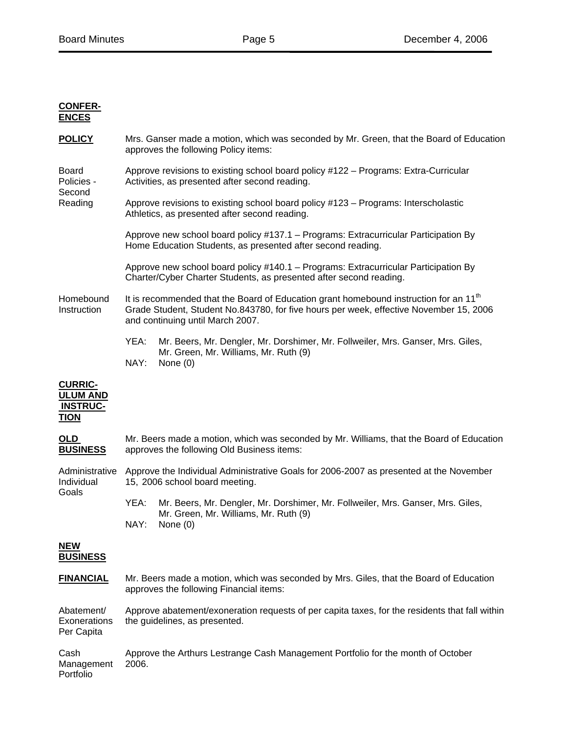**CONFERENCES**

**POLICY**

Mrs. Ganser made a motion, which was seconded by Mr. Green, that the Board of Education approves the following Policy items:

Board Policies - Second Reading

Approve revisions to existing school board policy #122 – Programs: Extra-Curricular Activities, as presented after second reading.

Approve revisions to existing school board policy #123 – Programs: Interscholastic Athletics, as presented after second reading.

Approve new school board policy #137.1 – Programs: Extracurricular Participation By Home Education Students, as presented after second reading.

Approve new school board policy #140.1 – Programs: Extracurricular Participation By Charter/Cyber Charter Students, as presented after second reading.

Homebound Instruction

It is recommended that the Board of Education grant homebound instruction for an 11th Grade Student, Student No.843780, for five hours per week, effective November 15, 2006 and continuing until March 2007.

YEA: Mr. Beers, Mr. Dengler, Mr. Dorshimer, Mr. Follweiler, Mrs. Ganser, Mrs. Giles, Mr. Green, Mr. Williams, Mr. Ruth (9)
NAY: None (0)

**CURRICULUM AND INSTRUCTION**

**OLD BUSINESS**

Mr. Beers made a motion, which was seconded by Mr. Williams, that the Board of Education approves the following Old Business items:

Administrative Individual Goals

Approve the Individual Administrative Goals for 2006-2007 as presented at the November 15, 2006 school board meeting.

YEA: Mr. Beers, Mr. Dengler, Mr. Dorshimer, Mr. Follweiler, Mrs. Ganser, Mrs. Giles, Mr. Green, Mr. Williams, Mr. Ruth (9)
NAY: None (0)

**NEW BUSINESS**

**FINANCIAL**

Mr. Beers made a motion, which was seconded by Mrs. Giles, that the Board of Education approves the following Financial items:

Abatement/ Exonerations Per Capita

Approve abatement/exoneration requests of per capita taxes, for the residents that fall within the guidelines, as presented.

Cash Management Portfolio

Approve the Arthurs Lestrange Cash Management Portfolio for the month of October 2006.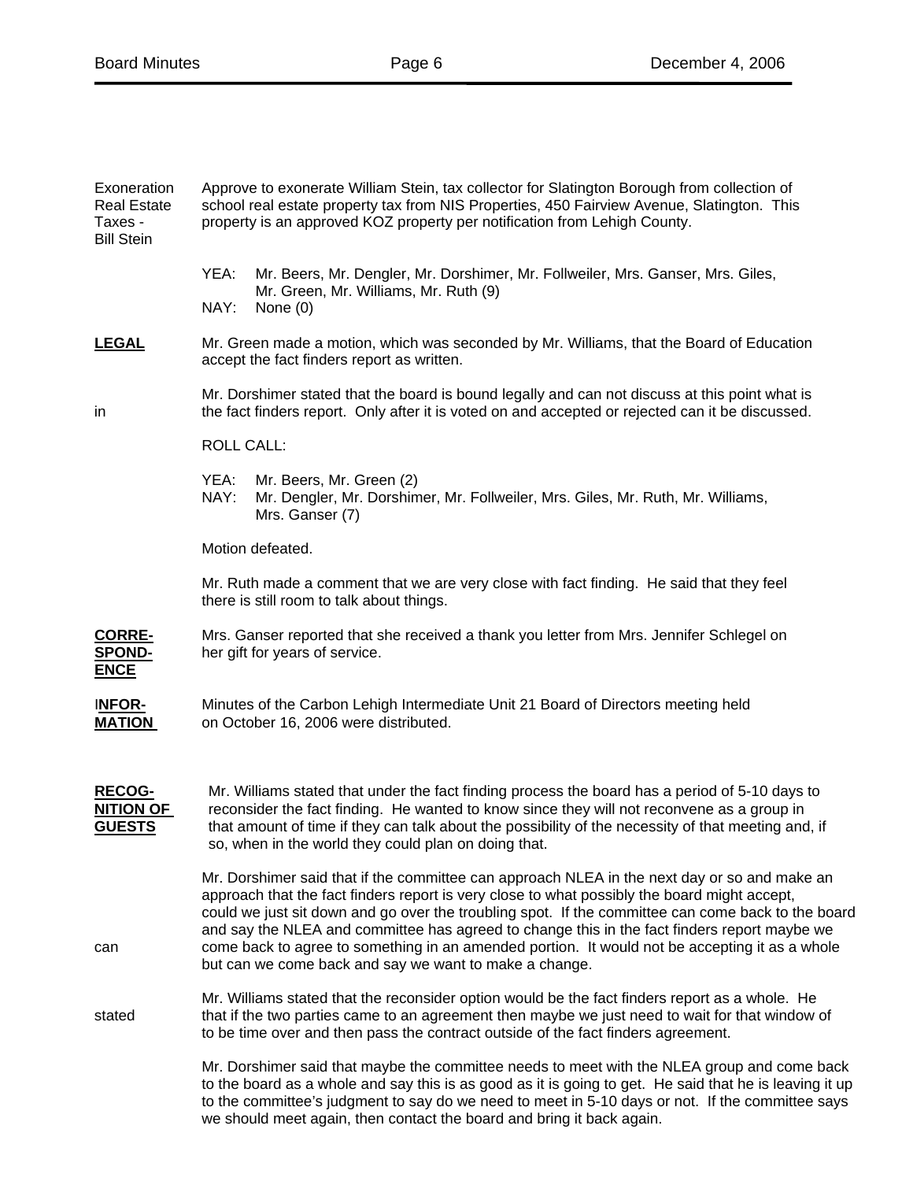**Exoneration Real Estate Taxes - Bill Stein**

Approve to exonerate William Stein, tax collector for Slatington Borough from collection of school real estate property tax from NIS Properties, 450 Fairview Avenue, Slatington. This property is an approved KOZ property per notification from Lehigh County.

YEA: Mr. Beers, Mr. Dengler, Mr. Dorshimer, Mr. Follweiler, Mrs. Ganser, Mrs. Giles, Mr. Green, Mr. Williams, Mr. Ruth (9)
NAY: None (0)

**LEGAL**

Mr. Green made a motion, which was seconded by Mr. Williams, that the Board of Education accept the fact finders report as written.

in

Mr. Dorshimer stated that the board is bound legally and can not discuss at this point what is the fact finders report. Only after it is voted on and accepted or rejected can it be discussed.

ROLL CALL:

YEA: Mr. Beers, Mr. Green (2)
NAY: Mr. Dengler, Mr. Dorshimer, Mr. Follweiler, Mrs. Giles, Mr. Ruth, Mr. Williams, Mrs. Ganser (7)

Motion defeated.

Mr. Ruth made a comment that we are very close with fact finding. He said that they feel there is still room to talk about things.

**CORRESPONDENCE**

Mrs. Ganser reported that she received a thank you letter from Mrs. Jennifer Schlegel on her gift for years of service.

**INFORMATION**

Minutes of the Carbon Lehigh Intermediate Unit 21 Board of Directors meeting held on October 16, 2006 were distributed.

**RECOGNITION OF GUESTS**

Mr. Williams stated that under the fact finding process the board has a period of 5-10 days to reconsider the fact finding. He wanted to know since they will not reconvene as a group in that amount of time if they can talk about the possibility of the necessity of that meeting and, if so, when in the world they could plan on doing that.

can

Mr. Dorshimer said that if the committee can approach NLEA in the next day or so and make an approach that the fact finders report is very close to what possibly the board might accept, could we just sit down and go over the troubling spot. If the committee can come back to the board and say the NLEA and committee has agreed to change this in the fact finders report maybe we come back to agree to something in an amended portion. It would not be accepting it as a whole but can we come back and say we want to make a change.

stated

Mr. Williams stated that the reconsider option would be the fact finders report as a whole. He that if the two parties came to an agreement then maybe we just need to wait for that window of to be time over and then pass the contract outside of the fact finders agreement.

Mr. Dorshimer said that maybe the committee needs to meet with the NLEA group and come back to the board as a whole and say this is as good as it is going to get. He said that he is leaving it up to the committee's judgment to say do we need to meet in 5-10 days or not. If the committee says we should meet again, then contact the board and bring it back again.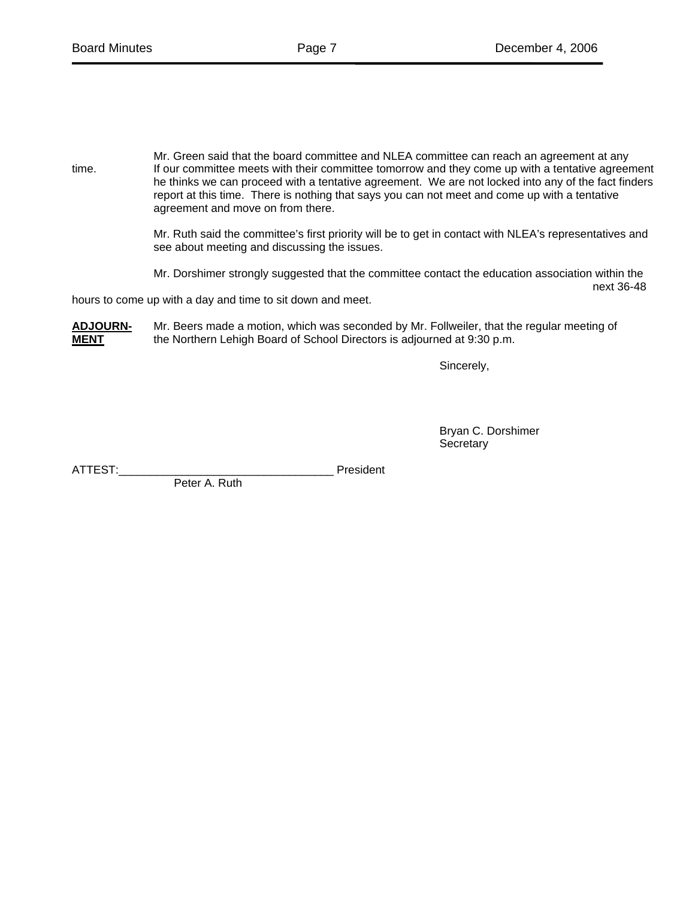Mr. Green said that the board committee and NLEA committee can reach an agreement at any time. If our committee meets with their committee tomorrow and they come up with a tentative agreement he thinks we can proceed with a tentative agreement. We are not locked into any of the fact finders report at this time. There is nothing that says you can not meet and come up with a tentative agreement and move on from there.

Mr. Ruth said the committee's first priority will be to get in contact with NLEA's representatives and see about meeting and discussing the issues.

Mr. Dorshimer strongly suggested that the committee contact the education association within the next 36-48 hours to come up with a day and time to sit down and meet.

**ADJOURN-MENT** Mr. Beers made a motion, which was seconded by Mr. Follweiler, that the regular meeting of the Northern Lehigh Board of School Directors is adjourned at 9:30 p.m.

Sincerely,

Bryan C. Dorshimer
Secretary

ATTEST:_________________________________ President
Peter A. Ruth